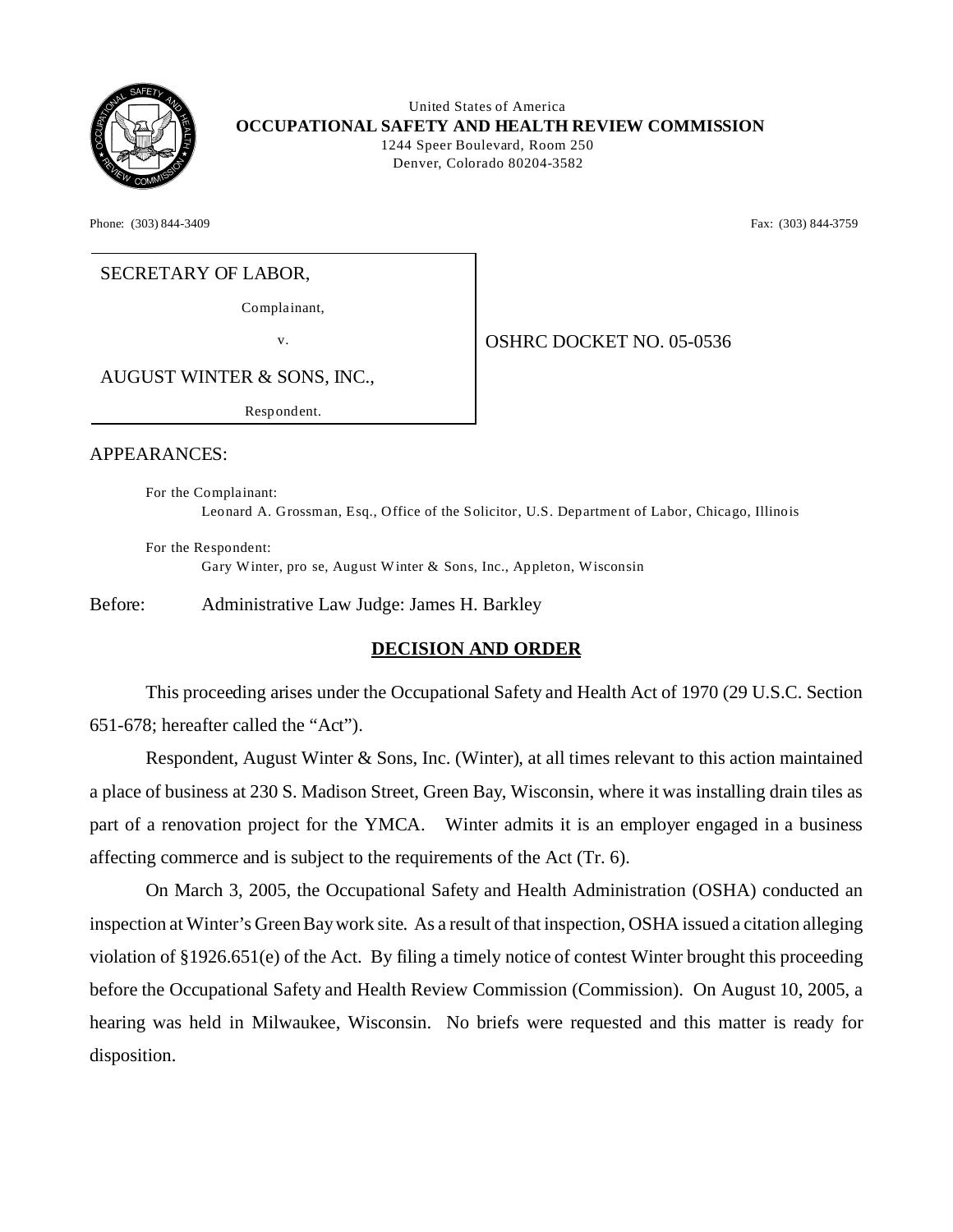United States of America

**OCCUPATIONAL SAFETY AND HEALTH REVIEW COMMISSION**

1244 Speer Boulevard, Room 250
Denver, Colorado 80204-3582

Phone: (303) 844-3409 Fax: (303) 844-3759

| | |
|---|---|
| SECRETARY OF LABOR,<br><br>Complainant,<br><br>v.<br><br>AUGUST WINTER & SONS, INC.,<br><br>Respondent. | OSHRC DOCKET NO. 05-0536 |

APPEARANCES:

For the Complainant:
Leonard A. Grossman, Esq., Office of the Solicitor, U.S. Department of Labor, Chicago, Illinois

For the Respondent:
Gary Winter, pro se, August Winter & Sons, Inc., Appleton, Wisconsin

Before: Administrative Law Judge: James H. Barkley

## DECISION AND ORDER

This proceeding arises under the Occupational Safety and Health Act of 1970 (29 U.S.C. Section 651-678; hereafter called the "Act").

Respondent, August Winter & Sons, Inc. (Winter), at all times relevant to this action maintained a place of business at 230 S. Madison Street, Green Bay, Wisconsin, where it was installing drain tiles as part of a renovation project for the YMCA. Winter admits it is an employer engaged in a business affecting commerce and is subject to the requirements of the Act (Tr. 6).

On March 3, 2005, the Occupational Safety and Health Administration (OSHA) conducted an inspection at Winter's Green Bay work site. As a result of that inspection, OSHA issued a citation alleging violation of §1926.651(e) of the Act. By filing a timely notice of contest Winter brought this proceeding before the Occupational Safety and Health Review Commission (Commission). On August 10, 2005, a hearing was held in Milwaukee, Wisconsin. No briefs were requested and this matter is ready for disposition.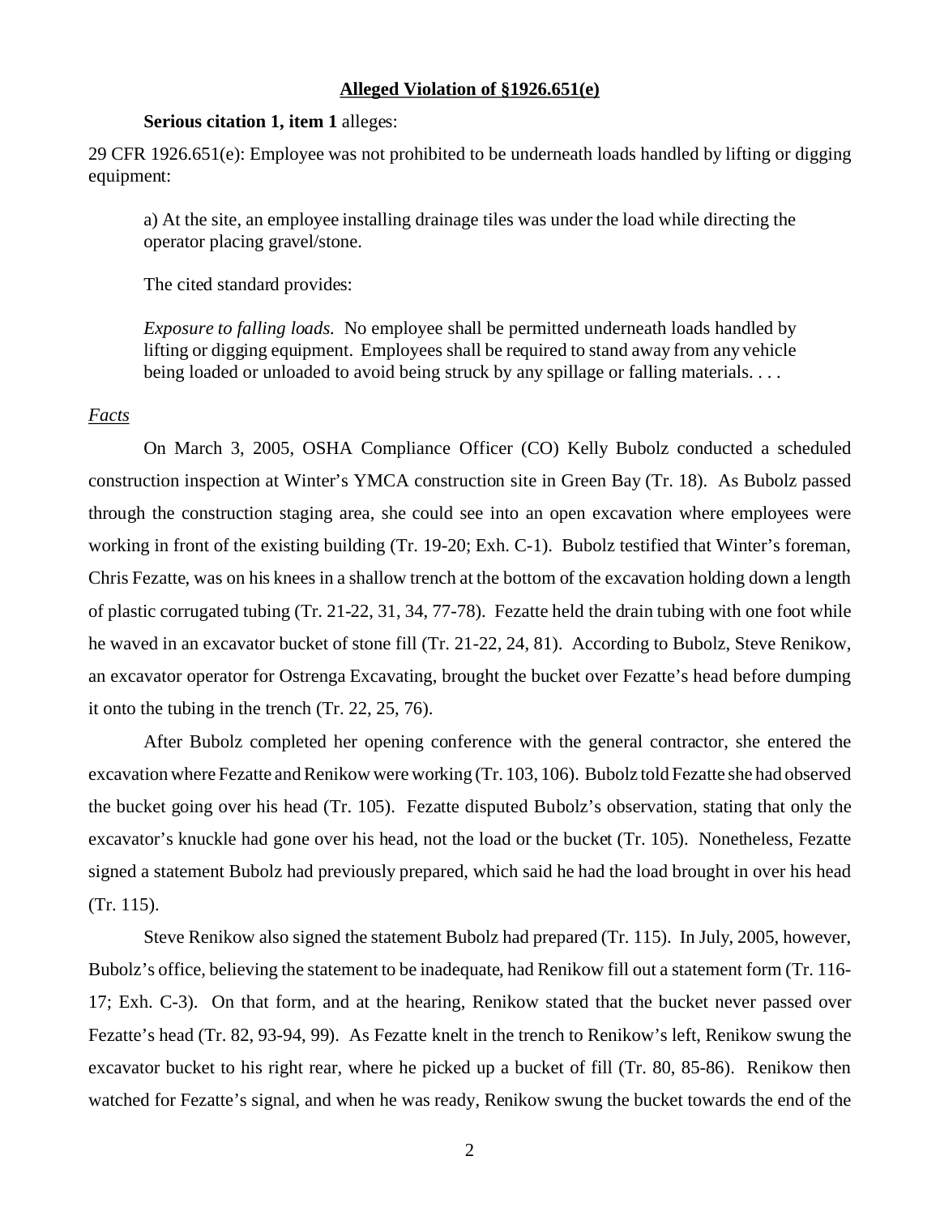**Alleged Violation of §1926.651(e)**

**Serious citation 1, item 1** alleges:

29 CFR 1926.651(e): Employee was not prohibited to be underneath loads handled by lifting or digging equipment:

> a) At the site, an employee installing drainage tiles was under the load while directing the operator placing gravel/stone.
>
> The cited standard provides:
>
> *Exposure to falling loads*. No employee shall be permitted underneath loads handled by lifting or digging equipment. Employees shall be required to stand away from any vehicle being loaded or unloaded to avoid being struck by any spillage or falling materials. . . .

*Facts*

On March 3, 2005, OSHA Compliance Officer (CO) Kelly Bubolz conducted a scheduled construction inspection at Winter's YMCA construction site in Green Bay (Tr. 18). As Bubolz passed through the construction staging area, she could see into an open excavation where employees were working in front of the existing building (Tr. 19-20; Exh. C-1). Bubolz testified that Winter's foreman, Chris Fezatte, was on his knees in a shallow trench at the bottom of the excavation holding down a length of plastic corrugated tubing (Tr. 21-22, 31, 34, 77-78). Fezatte held the drain tubing with one foot while he waved in an excavator bucket of stone fill (Tr. 21-22, 24, 81). According to Bubolz, Steve Renikow, an excavator operator for Ostrenga Excavating, brought the bucket over Fezatte's head before dumping it onto the tubing in the trench (Tr. 22, 25, 76).

After Bubolz completed her opening conference with the general contractor, she entered the excavation where Fezatte and Renikow were working (Tr. 103, 106). Bubolz told Fezatte she had observed the bucket going over his head (Tr. 105). Fezatte disputed Bubolz's observation, stating that only the excavator's knuckle had gone over his head, not the load or the bucket (Tr. 105). Nonetheless, Fezatte signed a statement Bubolz had previously prepared, which said he had the load brought in over his head (Tr. 115).

Steve Renikow also signed the statement Bubolz had prepared (Tr. 115). In July, 2005, however, Bubolz's office, believing the statement to be inadequate, had Renikow fill out a statement form (Tr. 116-17; Exh. C-3). On that form, and at the hearing, Renikow stated that the bucket never passed over Fezatte's head (Tr. 82, 93-94, 99). As Fezatte knelt in the trench to Renikow's left, Renikow swung the excavator bucket to his right rear, where he picked up a bucket of fill (Tr. 80, 85-86). Renikow then watched for Fezatte's signal, and when he was ready, Renikow swung the bucket towards the end of the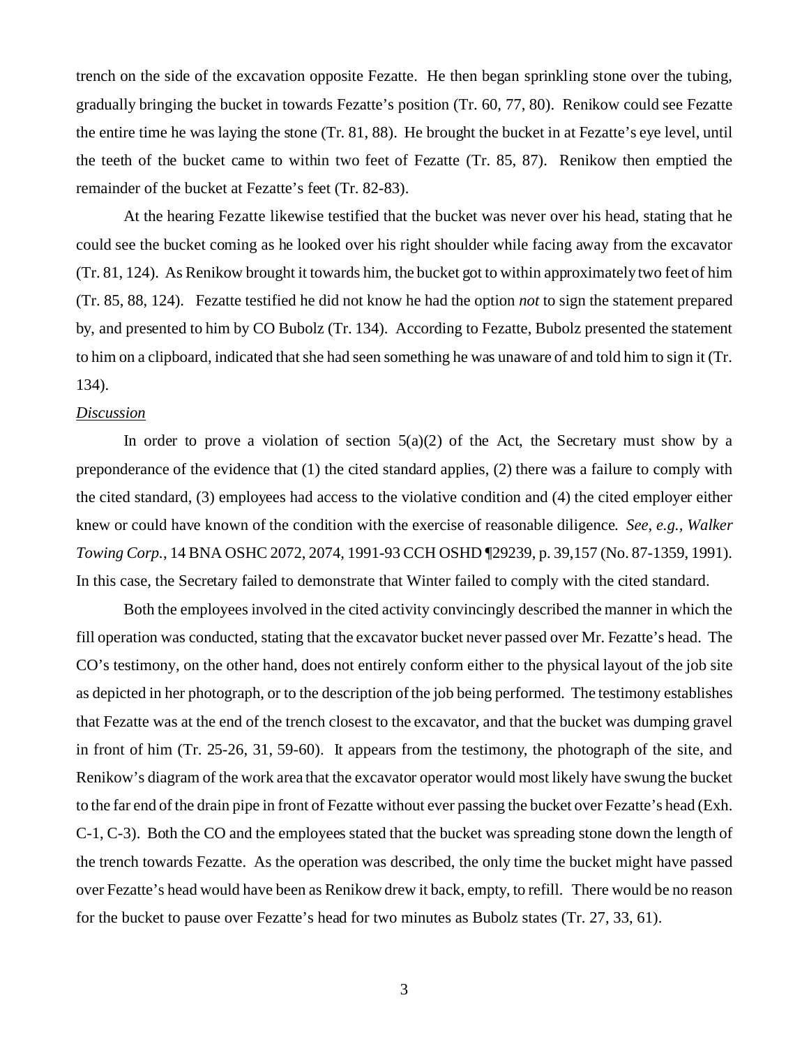trench on the side of the excavation opposite Fezatte. He then began sprinkling stone over the tubing, gradually bringing the bucket in towards Fezatte's position (Tr. 60, 77, 80). Renikow could see Fezatte the entire time he was laying the stone (Tr. 81, 88). He brought the bucket in at Fezatte's eye level, until the teeth of the bucket came to within two feet of Fezatte (Tr. 85, 87). Renikow then emptied the remainder of the bucket at Fezatte's feet (Tr. 82-83).

At the hearing Fezatte likewise testified that the bucket was never over his head, stating that he could see the bucket coming as he looked over his right shoulder while facing away from the excavator (Tr. 81, 124). As Renikow brought it towards him, the bucket got to within approximately two feet of him (Tr. 85, 88, 124). Fezatte testified he did not know he had the option *not* to sign the statement prepared by, and presented to him by CO Bubolz (Tr. 134). According to Fezatte, Bubolz presented the statement to him on a clipboard, indicated that she had seen something he was unaware of and told him to sign it (Tr. 134).

<u>*Discussion*</u>

In order to prove a violation of section 5(a)(2) of the Act, the Secretary must show by a preponderance of the evidence that (1) the cited standard applies, (2) there was a failure to comply with the cited standard, (3) employees had access to the violative condition and (4) the cited employer either knew or could have known of the condition with the exercise of reasonable diligence. *See, e.g., Walker Towing Corp.*, 14 BNA OSHC 2072, 2074, 1991-93 CCH OSHD ¶29239, p. 39,157 (No. 87-1359, 1991). In this case, the Secretary failed to demonstrate that Winter failed to comply with the cited standard.

Both the employees involved in the cited activity convincingly described the manner in which the fill operation was conducted, stating that the excavator bucket never passed over Mr. Fezatte's head. The CO's testimony, on the other hand, does not entirely conform either to the physical layout of the job site as depicted in her photograph, or to the description of the job being performed. The testimony establishes that Fezatte was at the end of the trench closest to the excavator, and that the bucket was dumping gravel in front of him (Tr. 25-26, 31, 59-60). It appears from the testimony, the photograph of the site, and Renikow's diagram of the work area that the excavator operator would most likely have swung the bucket to the far end of the drain pipe in front of Fezatte without ever passing the bucket over Fezatte's head (Exh. C-1, C-3). Both the CO and the employees stated that the bucket was spreading stone down the length of the trench towards Fezatte. As the operation was described, the only time the bucket might have passed over Fezatte's head would have been as Renikow drew it back, empty, to refill. There would be no reason for the bucket to pause over Fezatte's head for two minutes as Bubolz states (Tr. 27, 33, 61).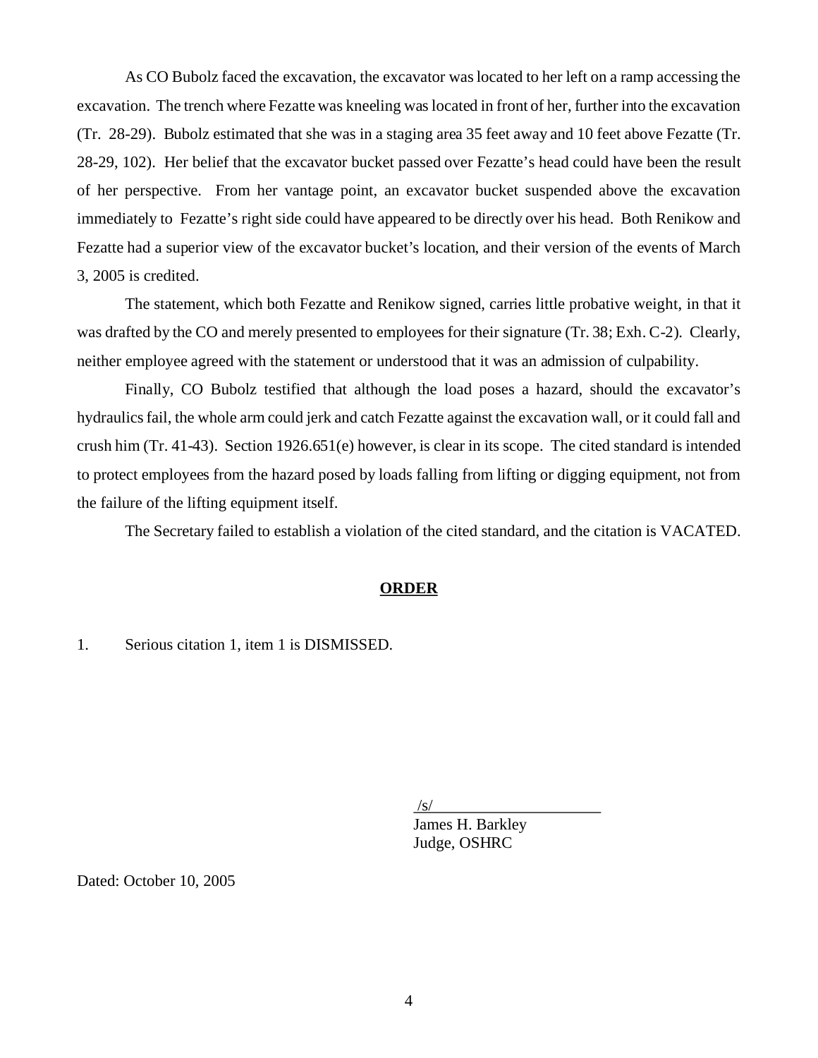As CO Bubolz faced the excavation, the excavator was located to her left on a ramp accessing the excavation. The trench where Fezatte was kneeling was located in front of her, further into the excavation (Tr. 28-29). Bubolz estimated that she was in a staging area 35 feet away and 10 feet above Fezatte (Tr. 28-29, 102). Her belief that the excavator bucket passed over Fezatte's head could have been the result of her perspective. From her vantage point, an excavator bucket suspended above the excavation immediately to Fezatte's right side could have appeared to be directly over his head. Both Renikow and Fezatte had a superior view of the excavator bucket's location, and their version of the events of March 3, 2005 is credited.

The statement, which both Fezatte and Renikow signed, carries little probative weight, in that it was drafted by the CO and merely presented to employees for their signature (Tr. 38; Exh. C-2). Clearly, neither employee agreed with the statement or understood that it was an admission of culpability.

Finally, CO Bubolz testified that although the load poses a hazard, should the excavator's hydraulics fail, the whole arm could jerk and catch Fezatte against the excavation wall, or it could fall and crush him (Tr. 41-43). Section 1926.651(e) however, is clear in its scope. The cited standard is intended to protect employees from the hazard posed by loads falling from lifting or digging equipment, not from the failure of the lifting equipment itself.

The Secretary failed to establish a violation of the cited standard, and the citation is VACATED.

## ORDER

1. Serious citation 1, item 1 is DISMISSED.

/s/
James H. Barkley
Judge, OSHRC

Dated: October 10, 2005